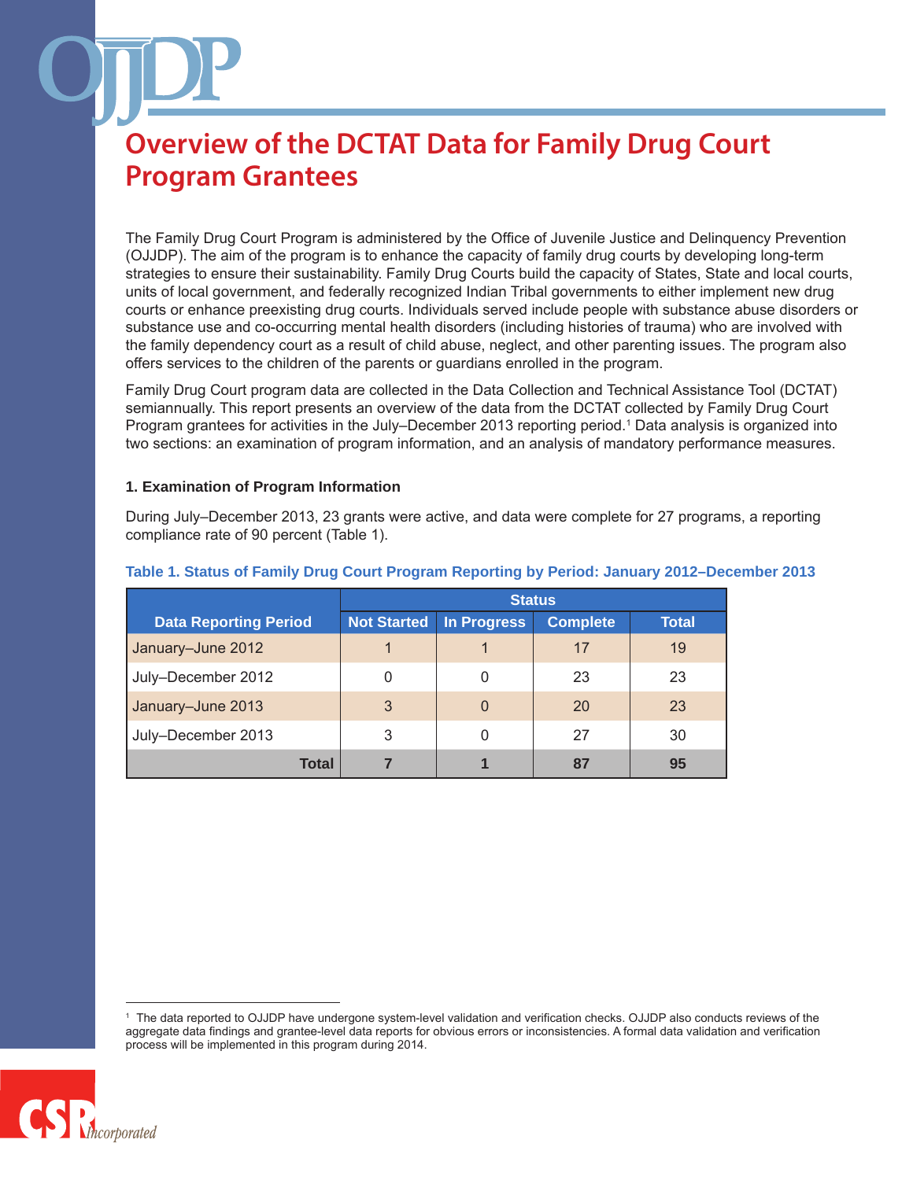# Overview of the DCTAT Data for Family Drug Court Program Grantees

The Family Drug Court Program is administered by the Office of Juvenile Justice and Delinquency Prevention (OJJDP). The aim of the program is to enhance the capacity of family drug courts by developing long-term strategies to ensure their sustainability. Family Drug Courts build the capacity of States, State and local courts, units of local government, and federally recognized Indian Tribal governments to either implement new drug courts or enhance preexisting drug courts. Individuals served include people with substance abuse disorders or substance use and co-occurring mental health disorders (including histories of trauma) who are involved with the family dependency court as a result of child abuse, neglect, and other parenting issues. The program also offers services to the children of the parents or guardians enrolled in the program.

Family Drug Court program data are collected in the Data Collection and Technical Assistance Tool (DCTAT) semiannually. This report presents an overview of the data from the DCTAT collected by Family Drug Court Program grantees for activities in the July–December 2013 reporting period.[1] Data analysis is organized into two sections: an examination of program information, and an analysis of mandatory performance measures.

### 1. Examination of Program Information

During July–December 2013, 23 grants were active, and data were complete for 27 programs, a reporting compliance rate of 90 percent (Table 1).

**Table 1. Status of Family Drug Court Program Reporting by Period: January 2012–December 2013**

| Data Reporting Period | Status | | | |
|---|---|---|---|---|
| | Not Started | In Progress | Complete | Total |
| January–June 2012 | 1 | 1 | 17 | 19 |
| July–December 2012 | 0 | 0 | 23 | 23 |
| January–June 2013 | 3 | 0 | 20 | 23 |
| July–December 2013 | 3 | 0 | 27 | 30 |
| **Total** | **7** | **1** | **87** | **95** |

[1] The data reported to OJJDP have undergone system-level validation and verification checks. OJJDP also conducts reviews of the aggregate data findings and grantee-level data reports for obvious errors or inconsistencies. A formal data validation and verification process will be implemented in this program during 2014.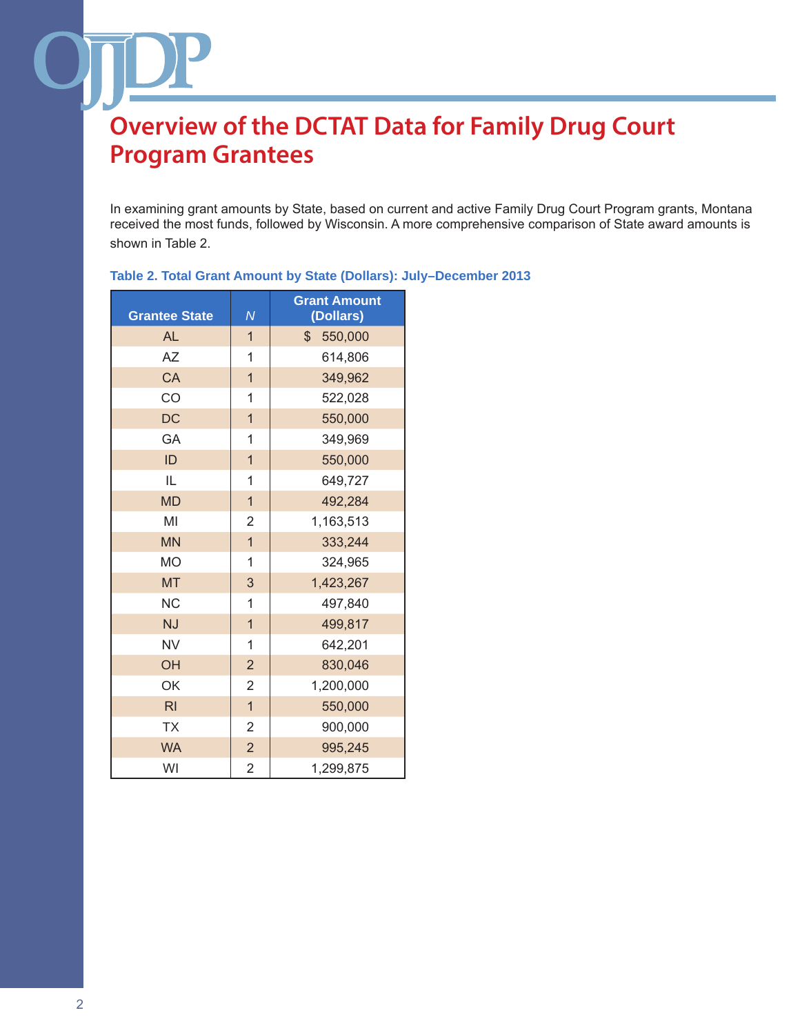# Overview of the DCTAT Data for Family Drug Court Program Grantees

In examining grant amounts by State, based on current and active Family Drug Court Program grants, Montana received the most funds, followed by Wisconsin. A more comprehensive comparison of State award amounts is shown in Table 2.

**Table 2. Total Grant Amount by State (Dollars): July–December 2013**

| Grantee State | *N* | Grant Amount (Dollars) |
|---|---|---|
| AL | 1 | $ 550,000 |
| AZ | 1 | 614,806 |
| CA | 1 | 349,962 |
| CO | 1 | 522,028 |
| DC | 1 | 550,000 |
| GA | 1 | 349,969 |
| ID | 1 | 550,000 |
| IL | 1 | 649,727 |
| MD | 1 | 492,284 |
| MI | 2 | 1,163,513 |
| MN | 1 | 333,244 |
| MO | 1 | 324,965 |
| MT | 3 | 1,423,267 |
| NC | 1 | 497,840 |
| NJ | 1 | 499,817 |
| NV | 1 | 642,201 |
| OH | 2 | 830,046 |
| OK | 2 | 1,200,000 |
| RI | 1 | 550,000 |
| TX | 2 | 900,000 |
| WA | 2 | 995,245 |
| WI | 2 | 1,299,875 |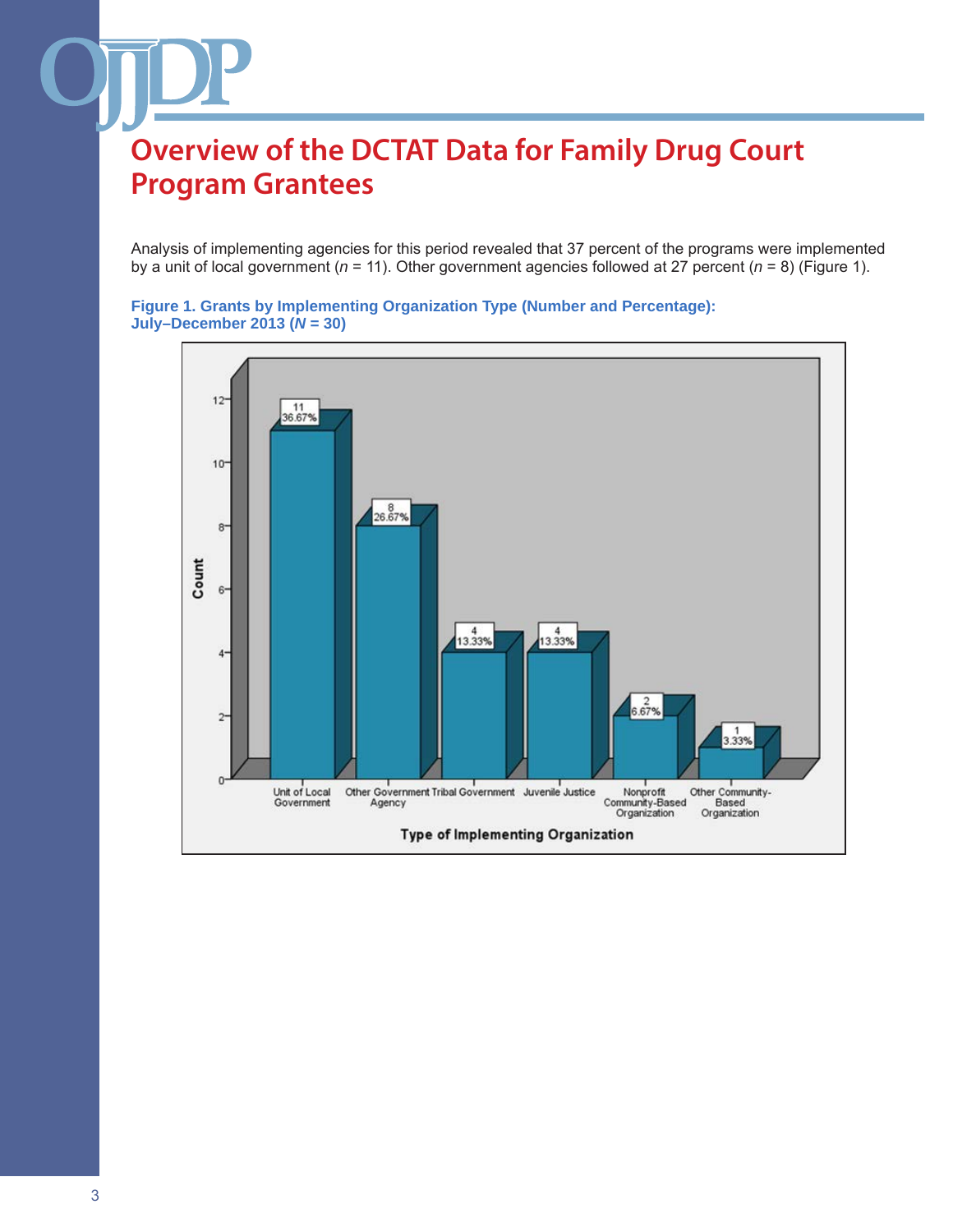# Overview of the DCTAT Data for Family Drug Court Program Grantees

Analysis of implementing agencies for this period revealed that 37 percent of the programs were implemented by a unit of local government ($n$ = 11). Other government agencies followed at 27 percent ($n$ = 8) (Figure 1).

**Figure 1. Grants by Implementing Organization Type (Number and Percentage): July–December 2013 ($N$ = 30)**

| Type of Implementing Organization | Count | Percentage |
| --- | --- | --- |
| Unit of Local Government | 11 | 36.67% |
| Other Government Agency | 8 | 26.67% |
| Tribal Government | 4 | 13.33% |
| Juvenile Justice | 4 | 13.33% |
| Nonprofit Community-Based Organization | 2 | 6.67% |
| Other Community-Based Organization | 1 | 3.33% |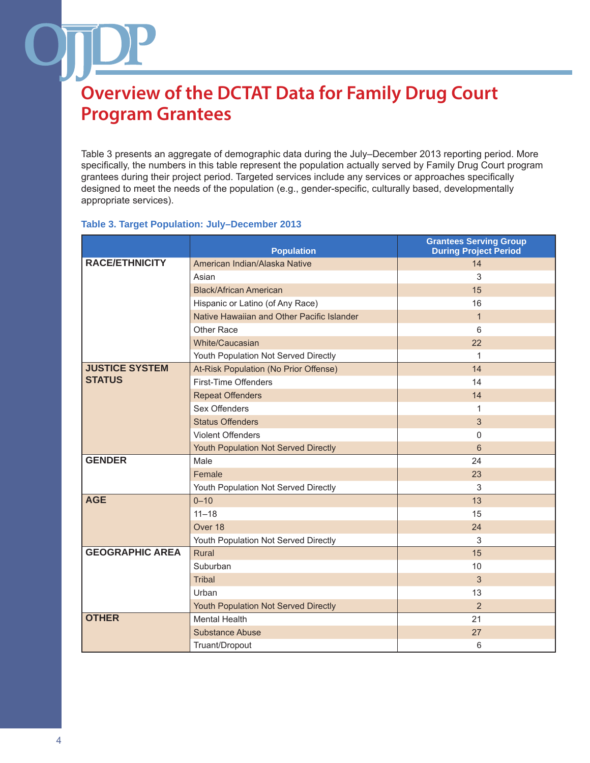# Overview of the DCTAT Data for Family Drug Court Program Grantees

Table 3 presents an aggregate of demographic data during the July–December 2013 reporting period. More specifically, the numbers in this table represent the population actually served by Family Drug Court program grantees during their project period. Targeted services include any services or approaches specifically designed to meet the needs of the population (e.g., gender-specific, culturally based, developmentally appropriate services).

**Table 3. Target Population: July–December 2013**

| | Population | Grantees Serving Group During Project Period |
|---|---|---|
| **RACE/ETHNICITY** | American Indian/Alaska Native | 14 |
| | Asian | 3 |
| | Black/African American | 15 |
| | Hispanic or Latino (of Any Race) | 16 |
| | Native Hawaiian and Other Pacific Islander | 1 |
| | Other Race | 6 |
| | White/Caucasian | 22 |
| | Youth Population Not Served Directly | 1 |
| **JUSTICE SYSTEM STATUS** | At-Risk Population (No Prior Offense) | 14 |
| | First-Time Offenders | 14 |
| | Repeat Offenders | 14 |
| | Sex Offenders | 1 |
| | Status Offenders | 3 |
| | Violent Offenders | 0 |
| | Youth Population Not Served Directly | 6 |
| **GENDER** | Male | 24 |
| | Female | 23 |
| | Youth Population Not Served Directly | 3 |
| **AGE** | 0–10 | 13 |
| | 11–18 | 15 |
| | Over 18 | 24 |
| | Youth Population Not Served Directly | 3 |
| **GEOGRAPHIC AREA** | Rural | 15 |
| | Suburban | 10 |
| | Tribal | 3 |
| | Urban | 13 |
| | Youth Population Not Served Directly | 2 |
| **OTHER** | Mental Health | 21 |
| | Substance Abuse | 27 |
| | Truant/Dropout | 6 |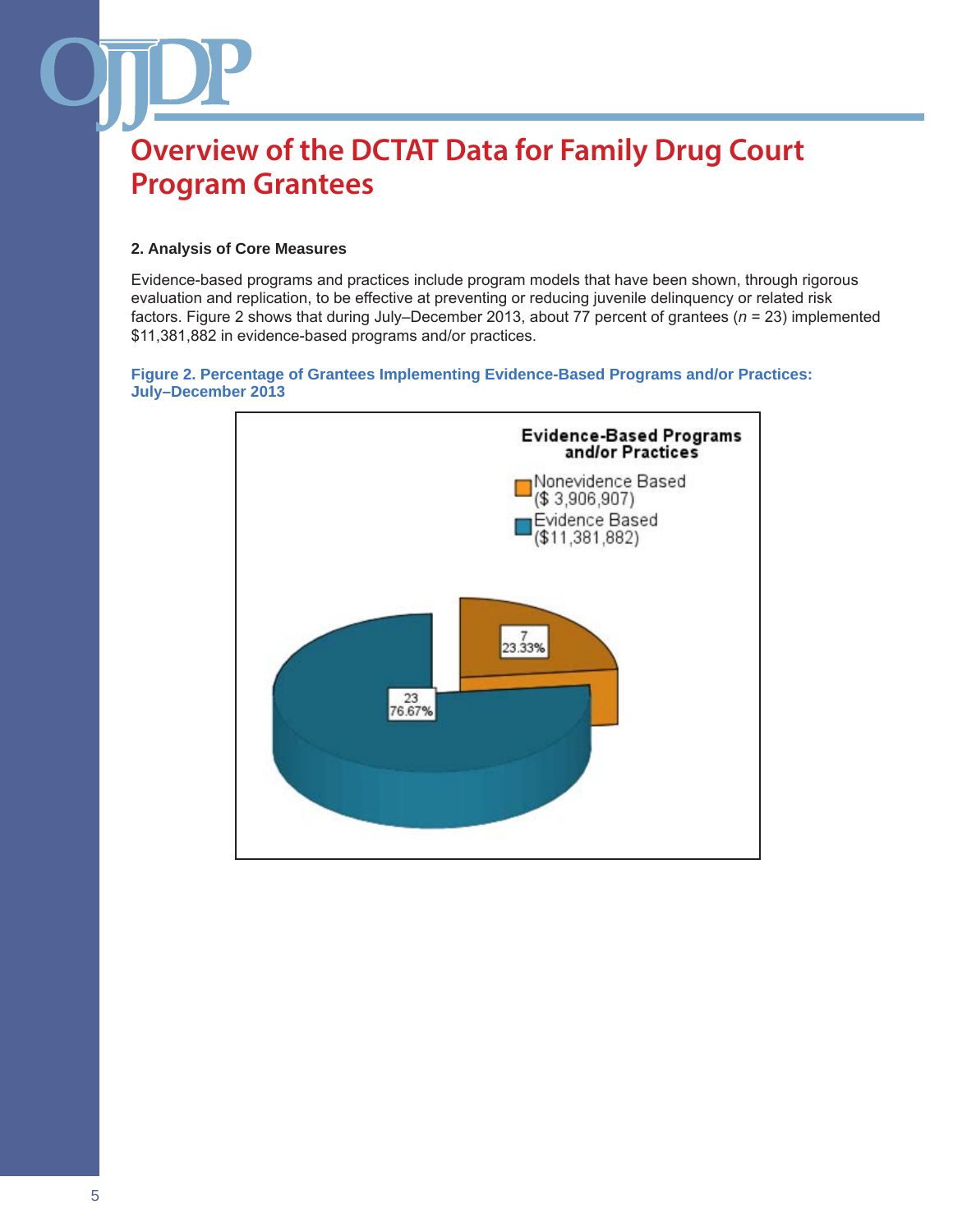# Overview of the DCTAT Data for Family Drug Court Program Grantees

### 2. Analysis of Core Measures

Evidence-based programs and practices include program models that have been shown, through rigorous evaluation and replication, to be effective at preventing or reducing juvenile delinquency or related risk factors. Figure 2 shows that during July–December 2013, about 77 percent of grantees (*n* = 23) implemented $11,381,882 in evidence-based programs and/or practices.

**Figure 2. Percentage of Grantees Implementing Evidence-Based Programs and/or Practices: July–December 2013**

**Evidence-Based Programs and/or Practices**

- Nonevidence Based ($ 3,906,907)
- Evidence Based ($11,381,882)

| Category | Number | Percent |
| --- | --- | --- |
| Evidence Based | 23 | 76.67% |
| Nonevidence Based | 7 | 23.33% |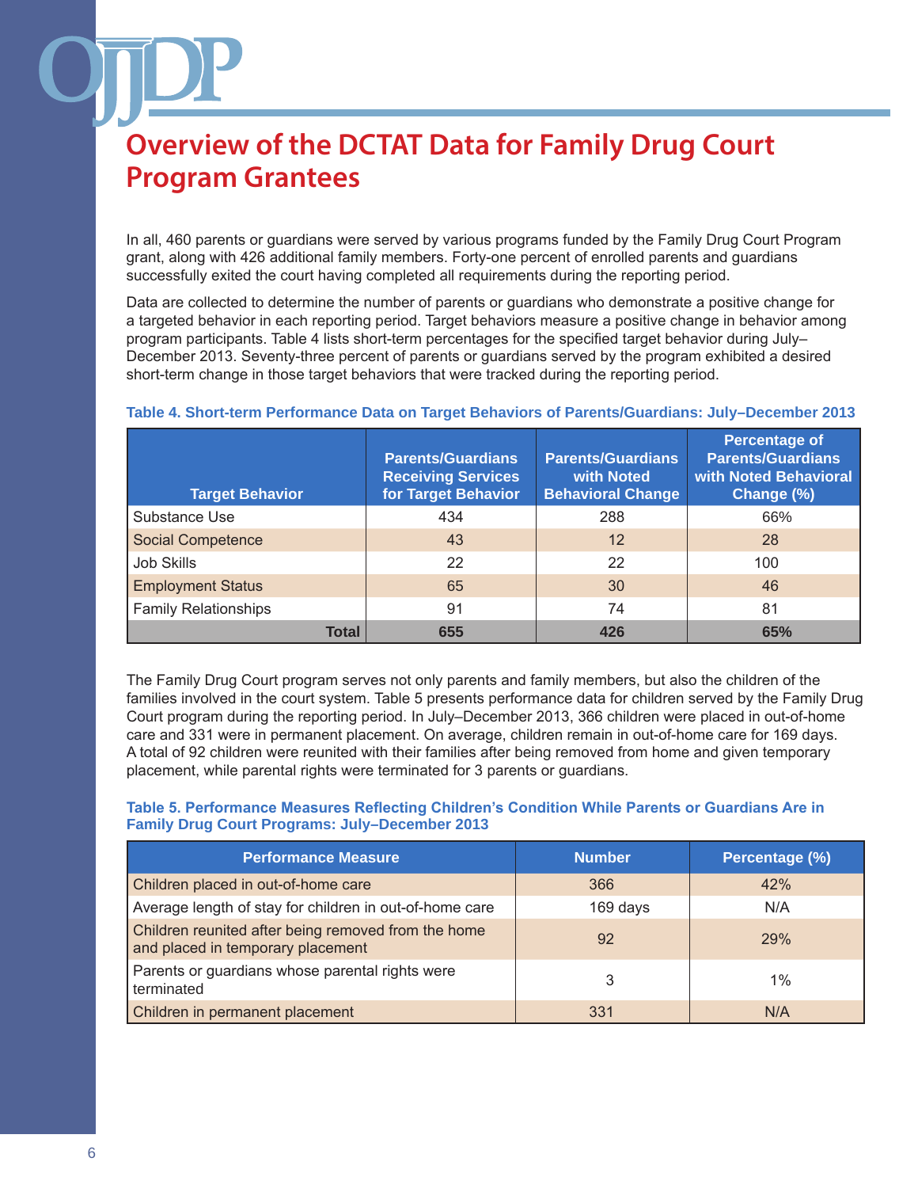# Overview of the DCTAT Data for Family Drug Court Program Grantees

In all, 460 parents or guardians were served by various programs funded by the Family Drug Court Program grant, along with 426 additional family members. Forty-one percent of enrolled parents and guardians successfully exited the court having completed all requirements during the reporting period.

Data are collected to determine the number of parents or guardians who demonstrate a positive change for a targeted behavior in each reporting period. Target behaviors measure a positive change in behavior among program participants. Table 4 lists short-term percentages for the specified target behavior during July–December 2013. Seventy-three percent of parents or guardians served by the program exhibited a desired short-term change in those target behaviors that were tracked during the reporting period.

**Table 4. Short-term Performance Data on Target Behaviors of Parents/Guardians: July–December 2013**

| Target Behavior | Parents/Guardians Receiving Services for Target Behavior | Parents/Guardians with Noted Behavioral Change | Percentage of Parents/Guardians with Noted Behavioral Change (%) |
|---|---|---|---|
| Substance Use | 434 | 288 | 66% |
| Social Competence | 43 | 12 | 28 |
| Job Skills | 22 | 22 | 100 |
| Employment Status | 65 | 30 | 46 |
| Family Relationships | 91 | 74 | 81 |
| **Total** | **655** | **426** | **65%** |

The Family Drug Court program serves not only parents and family members, but also the children of the families involved in the court system. Table 5 presents performance data for children served by the Family Drug Court program during the reporting period. In July–December 2013, 366 children were placed in out-of-home care and 331 were in permanent placement. On average, children remain in out-of-home care for 169 days. A total of 92 children were reunited with their families after being removed from home and given temporary placement, while parental rights were terminated for 3 parents or guardians.

**Table 5. Performance Measures Reflecting Children's Condition While Parents or Guardians Are in Family Drug Court Programs: July–December 2013**

| Performance Measure | Number | Percentage (%) |
|---|---|---|
| Children placed in out-of-home care | 366 | 42% |
| Average length of stay for children in out-of-home care | 169 days | N/A |
| Children reunited after being removed from the home and placed in temporary placement | 92 | 29% |
| Parents or guardians whose parental rights were terminated | 3 | 1% |
| Children in permanent placement | 331 | N/A |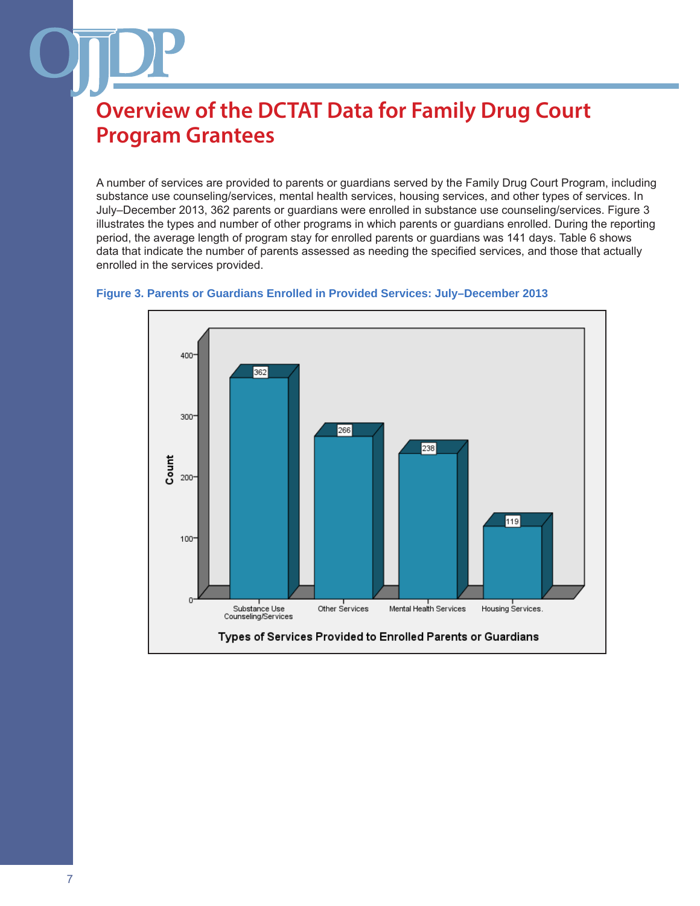# Overview of the DCTAT Data for Family Drug Court Program Grantees

A number of services are provided to parents or guardians served by the Family Drug Court Program, including substance use counseling/services, mental health services, housing services, and other types of services. In July–December 2013, 362 parents or guardians were enrolled in substance use counseling/services. Figure 3 illustrates the types and number of other programs in which parents or guardians enrolled. During the reporting period, the average length of program stay for enrolled parents or guardians was 141 days. Table 6 shows data that indicate the number of parents assessed as needing the specified services, and those that actually enrolled in the services provided.

**Figure 3. Parents or Guardians Enrolled in Provided Services: July–December 2013**

| Types of Services Provided to Enrolled Parents or Guardians | Count |
|---|---|
| Substance Use Counseling/Services | 362 |
| Other Services | 266 |
| Mental Health Services | 238 |
| Housing Services. | 119 |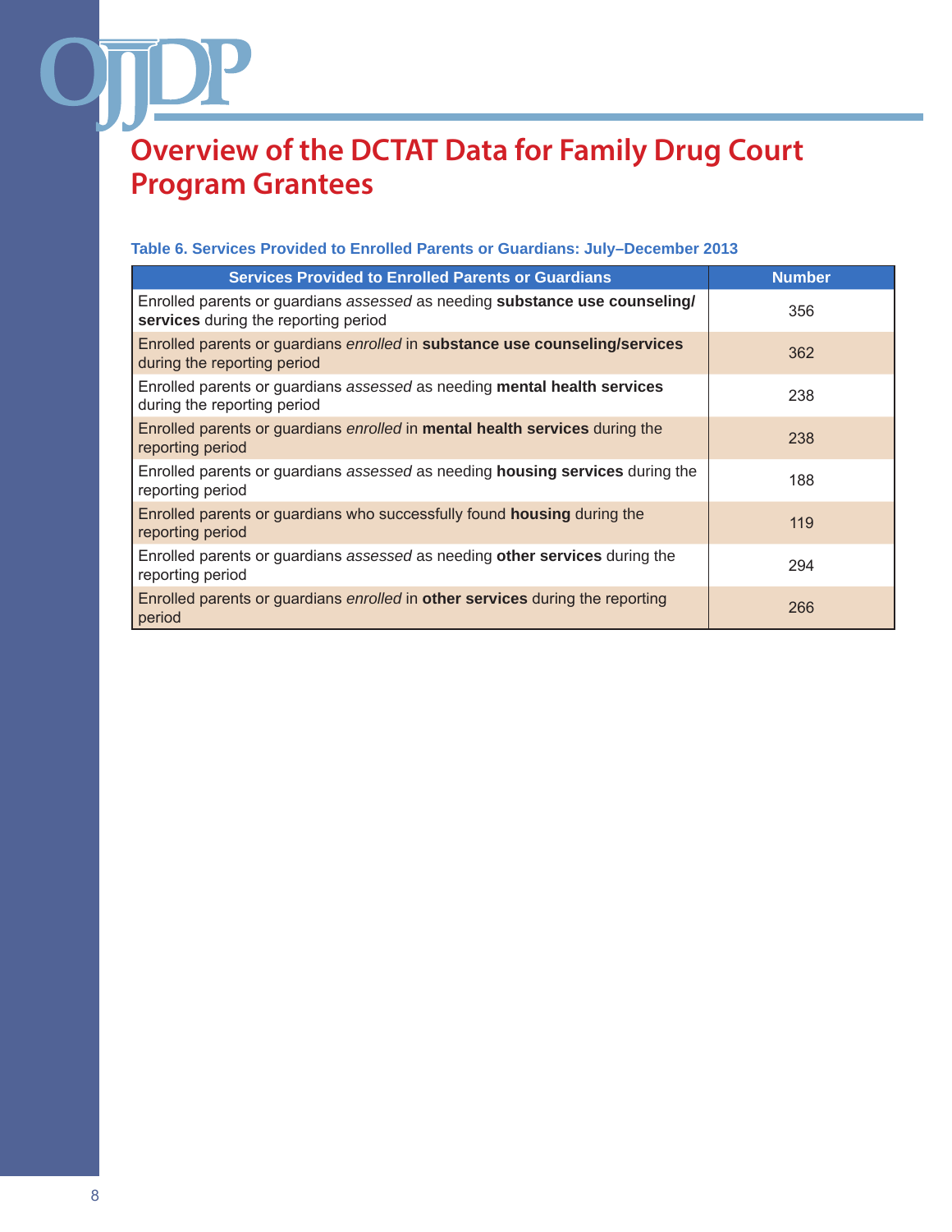# Overview of the DCTAT Data for Family Drug Court Program Grantees

**Table 6. Services Provided to Enrolled Parents or Guardians: July–December 2013**

| Services Provided to Enrolled Parents or Guardians | Number |
|---|---|
| Enrolled parents or guardians *assessed* as needing **substance use counseling/services** during the reporting period | 356 |
| Enrolled parents or guardians *enrolled* in **substance use counseling/services** during the reporting period | 362 |
| Enrolled parents or guardians *assessed* as needing **mental health services** during the reporting period | 238 |
| Enrolled parents or guardians *enrolled* in **mental health services** during the reporting period | 238 |
| Enrolled parents or guardians *assessed* as needing **housing services** during the reporting period | 188 |
| Enrolled parents or guardians who successfully found **housing** during the reporting period | 119 |
| Enrolled parents or guardians *assessed* as needing **other services** during the reporting period | 294 |
| Enrolled parents or guardians *enrolled* in **other services** during the reporting period | 266 |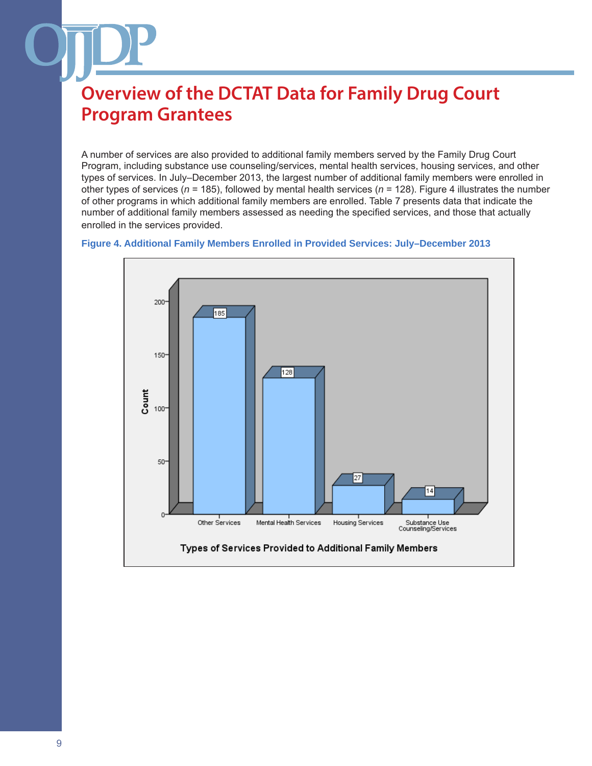# Overview of the DCTAT Data for Family Drug Court Program Grantees

A number of services are also provided to additional family members served by the Family Drug Court Program, including substance use counseling/services, mental health services, housing services, and other types of services. In July–December 2013, the largest number of additional family members were enrolled in other types of services ($n$ = 185), followed by mental health services ($n$ = 128). Figure 4 illustrates the number of other programs in which additional family members are enrolled. Table 7 presents data that indicate the number of additional family members assessed as needing the specified services, and those that actually enrolled in the services provided.

**Figure 4. Additional Family Members Enrolled in Provided Services: July–December 2013**

| Types of Services Provided to Additional Family Members | Count |
|---|---|
| Other Services | 185 |
| Mental Health Services | 128 |
| Housing Services | 27 |
| Substance Use Counseling/Services | 14 |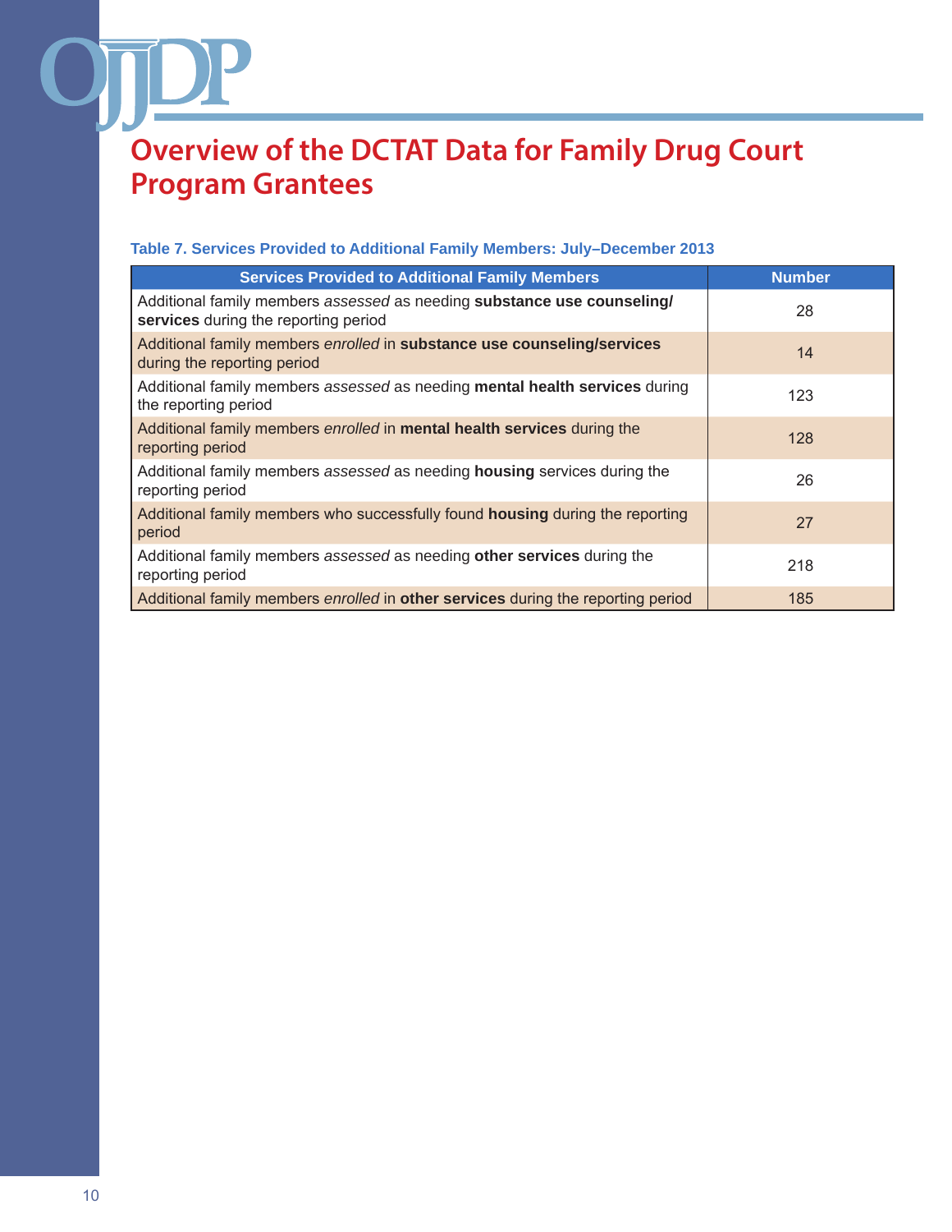# Overview of the DCTAT Data for Family Drug Court Program Grantees

**Table 7. Services Provided to Additional Family Members: July–December 2013**

| Services Provided to Additional Family Members | Number |
|---|---|
| Additional family members *assessed* as needing **substance use counseling/ services** during the reporting period | 28 |
| Additional family members *enrolled* in **substance use counseling/services** during the reporting period | 14 |
| Additional family members *assessed* as needing **mental health services** during the reporting period | 123 |
| Additional family members *enrolled* in **mental health services** during the reporting period | 128 |
| Additional family members *assessed* as needing **housing** services during the reporting period | 26 |
| Additional family members who successfully found **housing** during the reporting period | 27 |
| Additional family members *assessed* as needing **other services** during the reporting period | 218 |
| Additional family members *enrolled* in **other services** during the reporting period | 185 |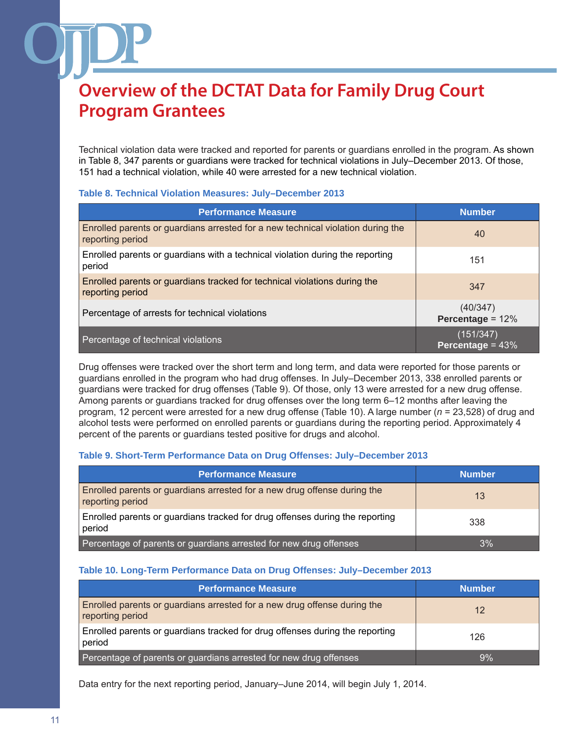# Overview of the DCTAT Data for Family Drug Court Program Grantees

Technical violation data were tracked and reported for parents or guardians enrolled in the program. As shown in Table 8, 347 parents or guardians were tracked for technical violations in July–December 2013. Of those, 151 had a technical violation, while 40 were arrested for a new technical violation.

**Table 8. Technical Violation Measures: July–December 2013**

| Performance Measure | Number |
|---|---|
| Enrolled parents or guardians arrested for a new technical violation during the reporting period | 40 |
| Enrolled parents or guardians with a technical violation during the reporting period | 151 |
| Enrolled parents or guardians tracked for technical violations during the reporting period | 347 |
| Percentage of arrests for technical violations | (40/347) **Percentage** = 12% |
| Percentage of technical violations | (151/347) **Percentage** = 43% |

Drug offenses were tracked over the short term and long term, and data were reported for those parents or guardians enrolled in the program who had drug offenses. In July–December 2013, 338 enrolled parents or guardians were tracked for drug offenses (Table 9). Of those, only 13 were arrested for a new drug offense. Among parents or guardians tracked for drug offenses over the long term 6–12 months after leaving the program, 12 percent were arrested for a new drug offense (Table 10). A large number (*n* = 23,528) of drug and alcohol tests were performed on enrolled parents or guardians during the reporting period. Approximately 4 percent of the parents or guardians tested positive for drugs and alcohol.

**Table 9. Short-Term Performance Data on Drug Offenses: July–December 2013**

| Performance Measure | Number |
|---|---|
| Enrolled parents or guardians arrested for a new drug offense during the reporting period | 13 |
| Enrolled parents or guardians tracked for drug offenses during the reporting period | 338 |
| Percentage of parents or guardians arrested for new drug offenses | 3% |

**Table 10. Long-Term Performance Data on Drug Offenses: July–December 2013**

| Performance Measure | Number |
|---|---|
| Enrolled parents or guardians arrested for a new drug offense during the reporting period | 12 |
| Enrolled parents or guardians tracked for drug offenses during the reporting period | 126 |
| Percentage of parents or guardians arrested for new drug offenses | 9% |

Data entry for the next reporting period, January–June 2014, will begin July 1, 2014.